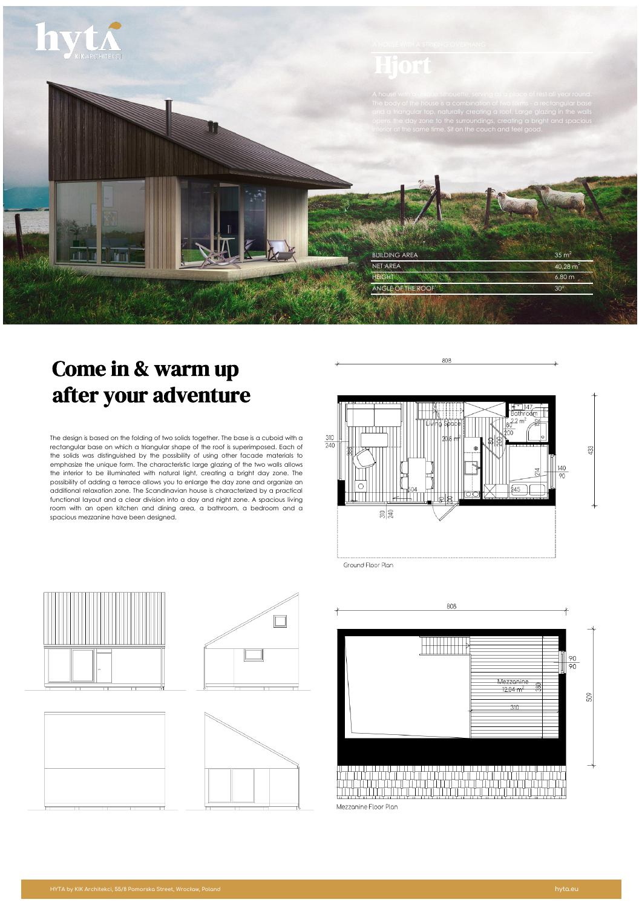hyta
KIK ARCHITEKCI

A HOUSE WITH A STRONG OVERHANG

# Hjort

A house with a unique silhouette, serving as a place of rest all year round. The body of the house is a combination of two forms - a rectangular base and a triangular top, naturally creating a roof. Large glazing in the walls opens the day zone to the surroundings, creating a bright and spacious interior at the same time. Sit on the couch and feel good.

| | |
|---|---|
| BUILDING AREA | 35 m² |
| NET AREA | 40,28 m² |
| HEIGHT | 6,80 m |
| ANGLE OF THE ROOF | 30° |

## Come in & warm up after your adventure

The design is based on the folding of two solids together. The base is a cuboid with a rectangular base on which a triangular shape of the roof is superimposed. Each of the solids was distinguished by the possibility of using other facade materials to emphasize the unique form. The characteristic large glazing of the two walls allows the interior to be illuminated with natural light, creating a bright day zone. The possibility of adding a terrace allows you to enlarge the day zone and organize an additional relaxation zone. The Scandinavian house is characterized by a practical functional layout and a clear division into a day and night zone. A spacious living room with an open kitchen and dining area, a bathroom, a bedroom and a spacious mezzanine have been designed.

808

Living Space 20,6 m²

Bathroom 2,2 m²

433

Ground Floor Plan

808

Mezzanine 12,04 m²

509

Mezzanine Floor Plan

HYTA by KIK Architekci, 55/8 Pomorska Street, Wrocław, Poland

hyta.eu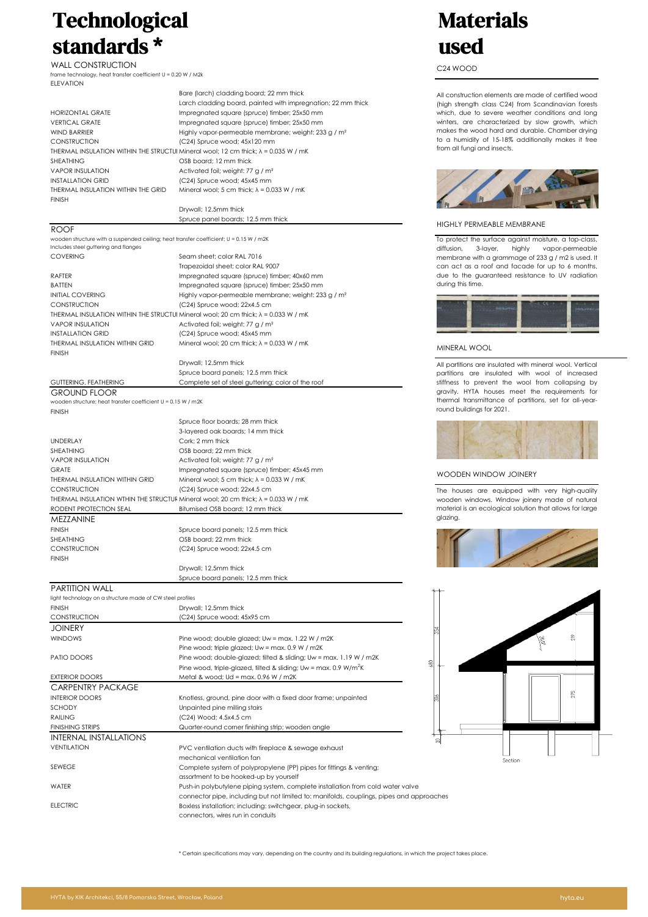# Technological standards *

## WALL CONSTRUCTION

frame technology, heat transfer coefficient U = 0.20 W / M2k

| | |
|---|---|
| ELEVATION | |
| | Bare (larch) cladding board; 22 mm thick |
| | Larch cladding board, painted with impregnation; 22 mm thick |
| HORIZONTAL GRATE | Impregnated square (spruce) timber; 25x50 mm |
| VERTICAL GRATE | Impregnated square (spruce) timber; 25x50 mm |
| WIND BARRIER | Highly vapor-permeable membrane; weight: 233 g / m² |
| CONSTRUCTION | (C24) Spruce wood; 45x120 mm |
| THERMAL INSULATION WITHIN THE STRUCTURE | Mineral wool; 12 cm thick; λ = 0.035 W / mK |
| SHEATHING | OSB board; 12 mm thick |
| VAPOR INSULATION | Activated foil; weight: 77 g / m² |
| INSTALLATION GRID | (C24) Spruce wood; 45x45 mm |
| THERMAL INSULATION WITHIN THE GRID | Mineral wool; 5 cm thick; λ = 0.033 W / mK |
| FINISH | |
| | Drywall; 12.5mm thick |
| | Spruce panel boards; 12.5 mm thick |

## ROOF

wooden structure with a suspended ceiling; heat transfer coefficient: U = 0.15 W / m2K
Includes steel guttering and flanges

| | |
|---|---|
| COVERING | Seam sheet; color RAL 7016 |
| | Trapezoidal sheet; color RAL 9007 |
| RAFTER | Impregnated square (spruce) timber; 40x60 mm |
| BATTEN | Impregnated square (spruce) timber; 25x50 mm |
| INITIAL COVERING | Highly vapor-permeable membrane; weight: 233 g / m² |
| CONSTRUCTION | (C24) Spruce wood; 22x4.5 cm |
| THERMAL INSULATION WITHIN THE STRUCTURE | Mineral wool; 20 cm thick; λ = 0.033 W / mK |
| VAPOR INSULATION | Activated foil; weight: 77 g / m² |
| INSTALLATION GRID | (C24) Spruce wood; 45x45 mm |
| THERMAL INSULATION WITHIN GRID | Mineral wool; 20 cm thick; λ = 0.033 W / mK |
| FINISH | |
| | Drywall; 12.5mm thick |
| | Spruce board panels; 12.5 mm thick |
| GUTTERING, FEATHERING | Complete set of steel guttering; color of the roof |

## GROUND FLOOR

wooden structure; heat transfer coefficient U = 0.15 W / m2K

| | |
|---|---|
| FINISH | |
| | Spruce floor boards; 28 mm thick |
| | 3-layered oak boards; 14 mm thick |
| UNDERLAY | Cork; 2 mm thick |
| SHEATHING | OSB board; 22 mm thick |
| VAPOR INSULATION | Activated foil; weight: 77 g / m² |
| GRATE | Impregnated square (spruce) timber; 45x45 mm |
| THERMAL INSULATION WITHIN GRID | Mineral wool; 5 cm thick; λ = 0.033 W / mK |
| CONSTRUCTION | (C24) Spruce wood; 22x4.5 cm |
| THERMAL INSULATION WITHIN THE STRUCTURE | Mineral wool; 20 cm thick; λ = 0.033 W / mK |
| RODENT PROTECTION SEAL | Bitumised OSB board; 12 mm thick |

## MEZZANINE

| | |
|---|---|
| FINISH | Spruce board panels; 12.5 mm thick |
| SHEATHING | OSB board; 22 mm thick |
| CONSTRUCTION | (C24) Spruce wood; 22x4.5 cm |
| FINISH | |
| | Drywall; 12.5mm thick |
| | Spruce board panels; 12.5 mm thick |

## PARTITION WALL

light technology on a structure made of CW steel profiles

| | |
|---|---|
| FINISH | Drywall; 12.5mm thick |
| CONSTRUCTION | (C24) Spruce wood; 45x95 cm |

## JOINERY

| | |
|---|---|
| WINDOWS | Pine wood; double glazed; Uw = max. 1.22 W / m2K |
| | Pine wood; triple glazed; Uw = max. 0.9 W / m2K |
| PATIO DOORS | Pine wood; double-glazed; tilted & sliding; Uw = max. 1.19 W / m2K |
| | Pine wood, triple-glazed, tilted & sliding; Uw = max. 0.9 W/m²K |
| EXTERIOR DOORS | Metal & wood; Ud = max. 0.96 W / m2K |

## CARPENTRY PACKAGE

| | |
|---|---|
| INTERIOR DOORS | Knotless, ground, pine door with a fixed door frame; unpainted |
| SCHODY | Unpainted pine milling stairs |
| RAILING | (C24) Wood; 4.5x4.5 cm |
| FINISHING STRIPS | Quarter-round corner finishing strip; wooden angle |

## INTERNAL INSTALLATIONS

| | |
|---|---|
| VENTILATION | PVC ventilation ducts with fireplace & sewage exhaust |
| | mechanical ventilation fan |
| SEWEGE | Complete system of polypropylene (PP) pipes for fittings & venting; |
| | assortment to be hooked-up by yourself |
| WATER | Push-in polybutylene piping system, complete installation from cold water valve |
| | connector pipe, including but not limited to: manifolds, couplings, pipes and approaches |
| ELECTRIC | Boxless installation; including: switchgear, plug-in sockets, |
| | connectors, wires run in conduits |

# Materials used

## C24 WOOD

All construction elements are made of certified wood (high strength class C24) from Scandinavian forests which, due to severe weather conditions and long winters, are characterized by slow growth, which makes the wood hard and durable. Chamber drying to a humidity of 15-18% additionally makes it free from all fungi and insects.

## HIGHLY PERMEABLE MEMBRANE

To protect the surface against moisture, a top-class, diffusion, 3-layer, highly vapor-permeable membrane with a grammage of 233 g / m2 is used. It can act as a roof and facade for up to 6 months, due to the guaranteed resistance to UV radiation during this time.

## MINERAL WOOL

All partitions are insulated with mineral wool. Vertical partitions are insulated with wool of increased stiffness to prevent the wool from collapsing by gravity. HYTA houses meet the requirements for thermal transmittance of partitions, set for all-year-round buildings for 2021.

## WOODEN WINDOW JOINERY

The houses are equipped with very high-quality wooden windows. Window joinery made of natural material is an ecological solution that allows for large glazing.

354
680
306
20
219
275
30°

Section

\* Certain specifications may vary, depending on the country and its building regulations, in which the project takes place.

HYTA by KIK Architekci, 55/8 Pomorska Street, Wrocław, Poland

hyta.eu